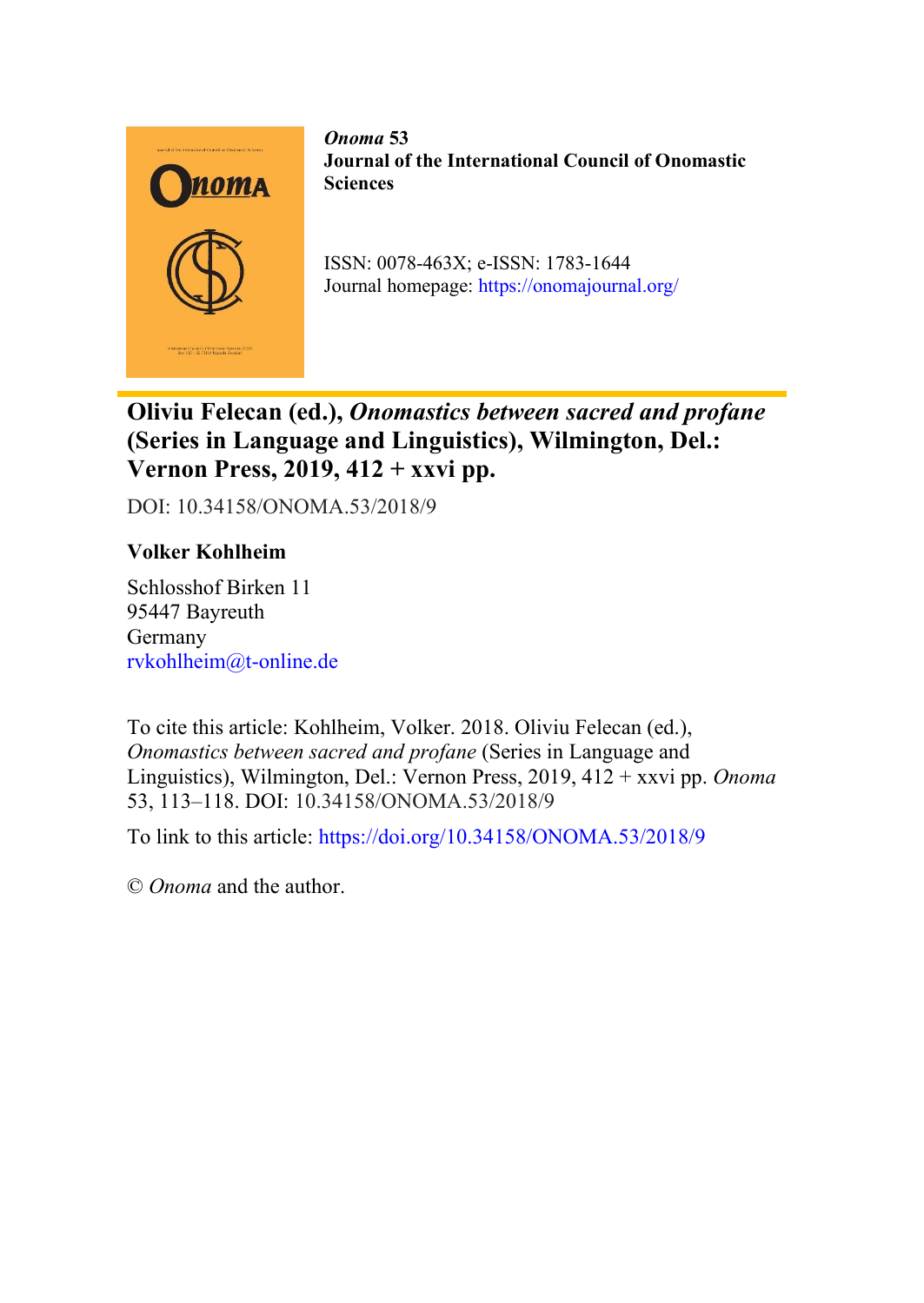***Onoma* 53**
**Journal of the International Council of Onomastic Sciences**

ISSN: 0078-463X; e-ISSN: 1783-1644
Journal homepage: https://onomajournal.org/

# Oliviu Felecan (ed.), *Onomastics between sacred and profane* (Series in Language and Linguistics), Wilmington, Del.: Vernon Press, 2019, 412 + xxvi pp.

DOI: 10.34158/ONOMA.53/2018/9

**Volker Kohlheim**

Schlosshof Birken 11
95447 Bayreuth
Germany
rvkohlheim@t-online.de

To cite this article: Kohlheim, Volker. 2018. Oliviu Felecan (ed.), *Onomastics between sacred and profane* (Series in Language and Linguistics), Wilmington, Del.: Vernon Press, 2019, 412 + xxvi pp. *Onoma* 53, 113–118. DOI: 10.34158/ONOMA.53/2018/9

To link to this article: https://doi.org/10.34158/ONOMA.53/2018/9

© *Onoma* and the author.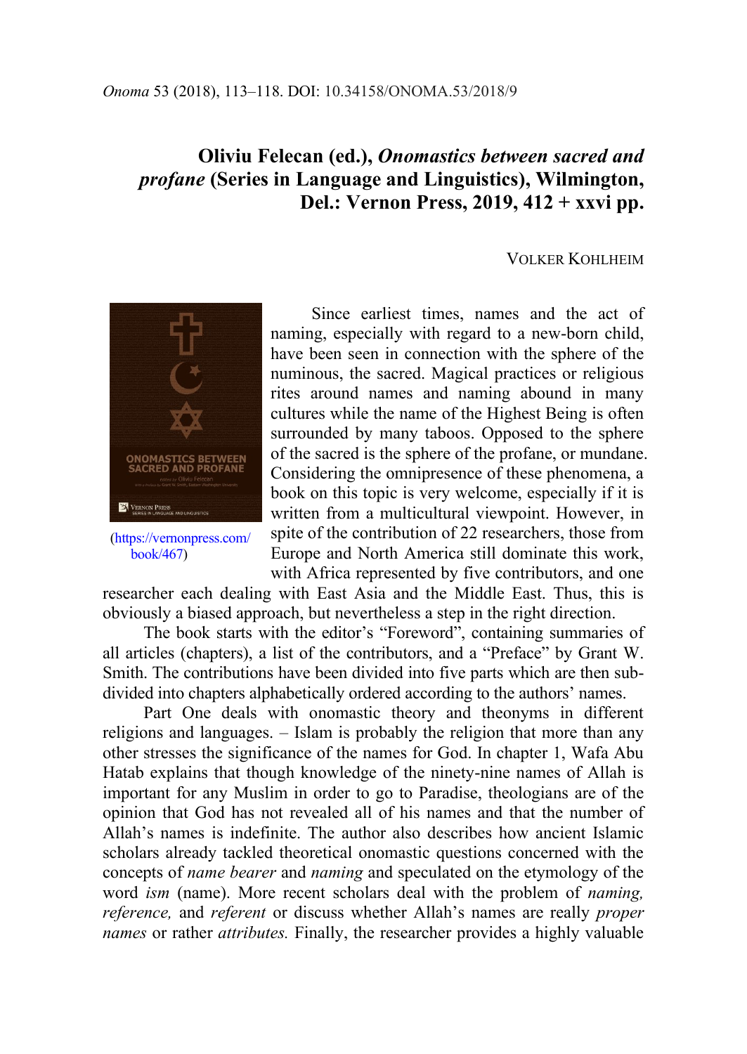*Onoma* 53 (2018), 113–118. DOI: 10.34158/ONOMA.53/2018/9

# Oliviu Felecan (ed.), *Onomastics between sacred and profane* (Series in Language and Linguistics), Wilmington, Del.: Vernon Press, 2019, 412 + xxvi pp.

VOLKER KOHLHEIM

(https://vernonpress.com/book/467)

Since earliest times, names and the act of naming, especially with regard to a new-born child, have been seen in connection with the sphere of the numinous, the sacred. Magical practices or religious rites around names and naming abound in many cultures while the name of the Highest Being is often surrounded by many taboos. Opposed to the sphere of the sacred is the sphere of the profane, or mundane. Considering the omnipresence of these phenomena, a book on this topic is very welcome, especially if it is written from a multicultural viewpoint. However, in spite of the contribution of 22 researchers, those from Europe and North America still dominate this work, with Africa represented by five contributors, and one researcher each dealing with East Asia and the Middle East. Thus, this is obviously a biased approach, but nevertheless a step in the right direction.

The book starts with the editor's "Foreword", containing summaries of all articles (chapters), a list of the contributors, and a "Preface" by Grant W. Smith. The contributions have been divided into five parts which are then subdivided into chapters alphabetically ordered according to the authors' names.

Part One deals with onomastic theory and theonyms in different religions and languages. – Islam is probably the religion that more than any other stresses the significance of the names for God. In chapter 1, Wafa Abu Hatab explains that though knowledge of the ninety-nine names of Allah is important for any Muslim in order to go to Paradise, theologians are of the opinion that God has not revealed all of his names and that the number of Allah's names is indefinite. The author also describes how ancient Islamic scholars already tackled theoretical onomastic questions concerned with the concepts of *name bearer* and *naming* and speculated on the etymology of the word *ism* (name). More recent scholars deal with the problem of *naming, reference,* and *referent* or discuss whether Allah's names are really *proper names* or rather *attributes.* Finally, the researcher provides a highly valuable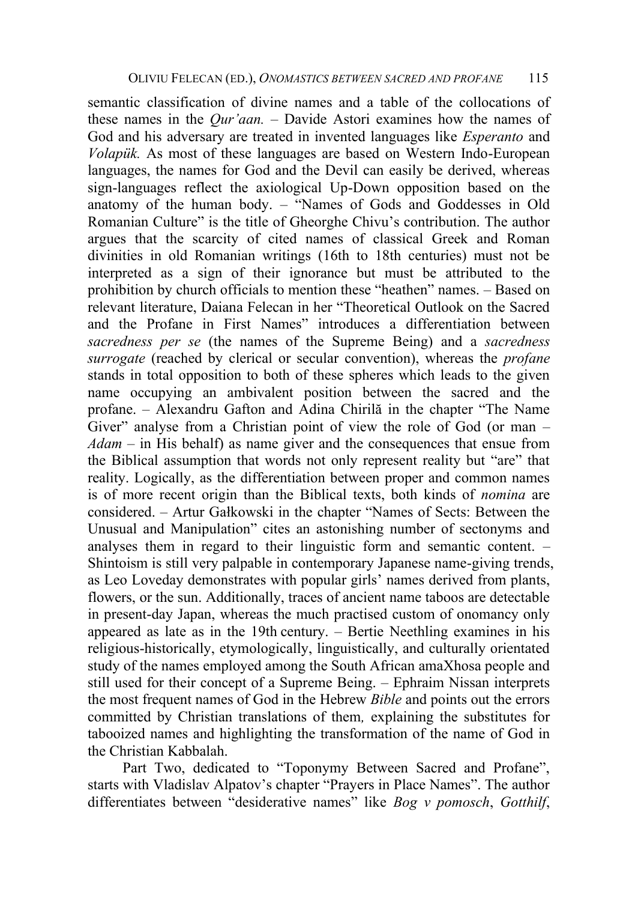semantic classification of divine names and a table of the collocations of these names in the *Qur'aan.* – Davide Astori examines how the names of God and his adversary are treated in invented languages like *Esperanto* and *Volapük.* As most of these languages are based on Western Indo-European languages, the names for God and the Devil can easily be derived, whereas sign-languages reflect the axiological Up-Down opposition based on the anatomy of the human body. – "Names of Gods and Goddesses in Old Romanian Culture" is the title of Gheorghe Chivu's contribution. The author argues that the scarcity of cited names of classical Greek and Roman divinities in old Romanian writings (16th to 18th centuries) must not be interpreted as a sign of their ignorance but must be attributed to the prohibition by church officials to mention these "heathen" names. – Based on relevant literature, Daiana Felecan in her "Theoretical Outlook on the Sacred and the Profane in First Names" introduces a differentiation between *sacredness per se* (the names of the Supreme Being) and a *sacredness surrogate* (reached by clerical or secular convention), whereas the *profane* stands in total opposition to both of these spheres which leads to the given name occupying an ambivalent position between the sacred and the profane. – Alexandru Gafton and Adina Chirilă in the chapter "The Name Giver" analyse from a Christian point of view the role of God (or man – *Adam* – in His behalf) as name giver and the consequences that ensue from the Biblical assumption that words not only represent reality but "are" that reality. Logically, as the differentiation between proper and common names is of more recent origin than the Biblical texts, both kinds of *nomina* are considered. – Artur Gałkowski in the chapter "Names of Sects: Between the Unusual and Manipulation" cites an astonishing number of sectonyms and analyses them in regard to their linguistic form and semantic content. – Shintoism is still very palpable in contemporary Japanese name-giving trends, as Leo Loveday demonstrates with popular girls' names derived from plants, flowers, or the sun. Additionally, traces of ancient name taboos are detectable in present-day Japan, whereas the much practised custom of onomancy only appeared as late as in the 19th century. – Bertie Neethling examines in his religious-historically, etymologically, linguistically, and culturally orientated study of the names employed among the South African amaXhosa people and still used for their concept of a Supreme Being. – Ephraim Nissan interprets the most frequent names of God in the Hebrew *Bible* and points out the errors committed by Christian translations of them*,* explaining the substitutes for tabooized names and highlighting the transformation of the name of God in the Christian Kabbalah.

Part Two, dedicated to "Toponymy Between Sacred and Profane", starts with Vladislav Alpatov's chapter "Prayers in Place Names". The author differentiates between "desiderative names" like *Bog v pomosch*, *Gotthilf*,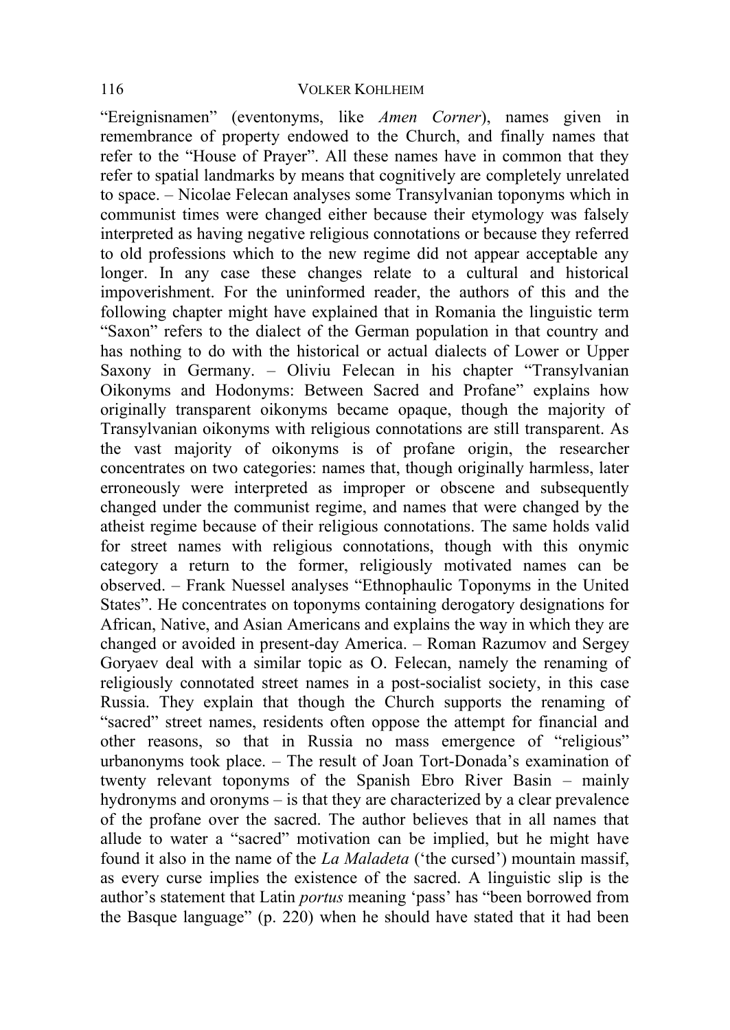"Ereignisnamen" (eventonyms, like *Amen Corner*), names given in remembrance of property endowed to the Church, and finally names that refer to the "House of Prayer". All these names have in common that they refer to spatial landmarks by means that cognitively are completely unrelated to space. – Nicolae Felecan analyses some Transylvanian toponyms which in communist times were changed either because their etymology was falsely interpreted as having negative religious connotations or because they referred to old professions which to the new regime did not appear acceptable any longer. In any case these changes relate to a cultural and historical impoverishment. For the uninformed reader, the authors of this and the following chapter might have explained that in Romania the linguistic term "Saxon" refers to the dialect of the German population in that country and has nothing to do with the historical or actual dialects of Lower or Upper Saxony in Germany. – Oliviu Felecan in his chapter "Transylvanian Oikonyms and Hodonyms: Between Sacred and Profane" explains how originally transparent oikonyms became opaque, though the majority of Transylvanian oikonyms with religious connotations are still transparent. As the vast majority of oikonyms is of profane origin, the researcher concentrates on two categories: names that, though originally harmless, later erroneously were interpreted as improper or obscene and subsequently changed under the communist regime, and names that were changed by the atheist regime because of their religious connotations. The same holds valid for street names with religious connotations, though with this onymic category a return to the former, religiously motivated names can be observed. – Frank Nuessel analyses "Ethnophaulic Toponyms in the United States". He concentrates on toponyms containing derogatory designations for African, Native, and Asian Americans and explains the way in which they are changed or avoided in present-day America. – Roman Razumov and Sergey Goryaev deal with a similar topic as O. Felecan, namely the renaming of religiously connotated street names in a post-socialist society, in this case Russia. They explain that though the Church supports the renaming of "sacred" street names, residents often oppose the attempt for financial and other reasons, so that in Russia no mass emergence of "religious" urbanonyms took place. – The result of Joan Tort-Donada's examination of twenty relevant toponyms of the Spanish Ebro River Basin – mainly hydronyms and oronyms – is that they are characterized by a clear prevalence of the profane over the sacred. The author believes that in all names that allude to water a "sacred" motivation can be implied, but he might have found it also in the name of the *La Maladeta* ('the cursed') mountain massif, as every curse implies the existence of the sacred. A linguistic slip is the author's statement that Latin *portus* meaning 'pass' has "been borrowed from the Basque language" (p. 220) when he should have stated that it had been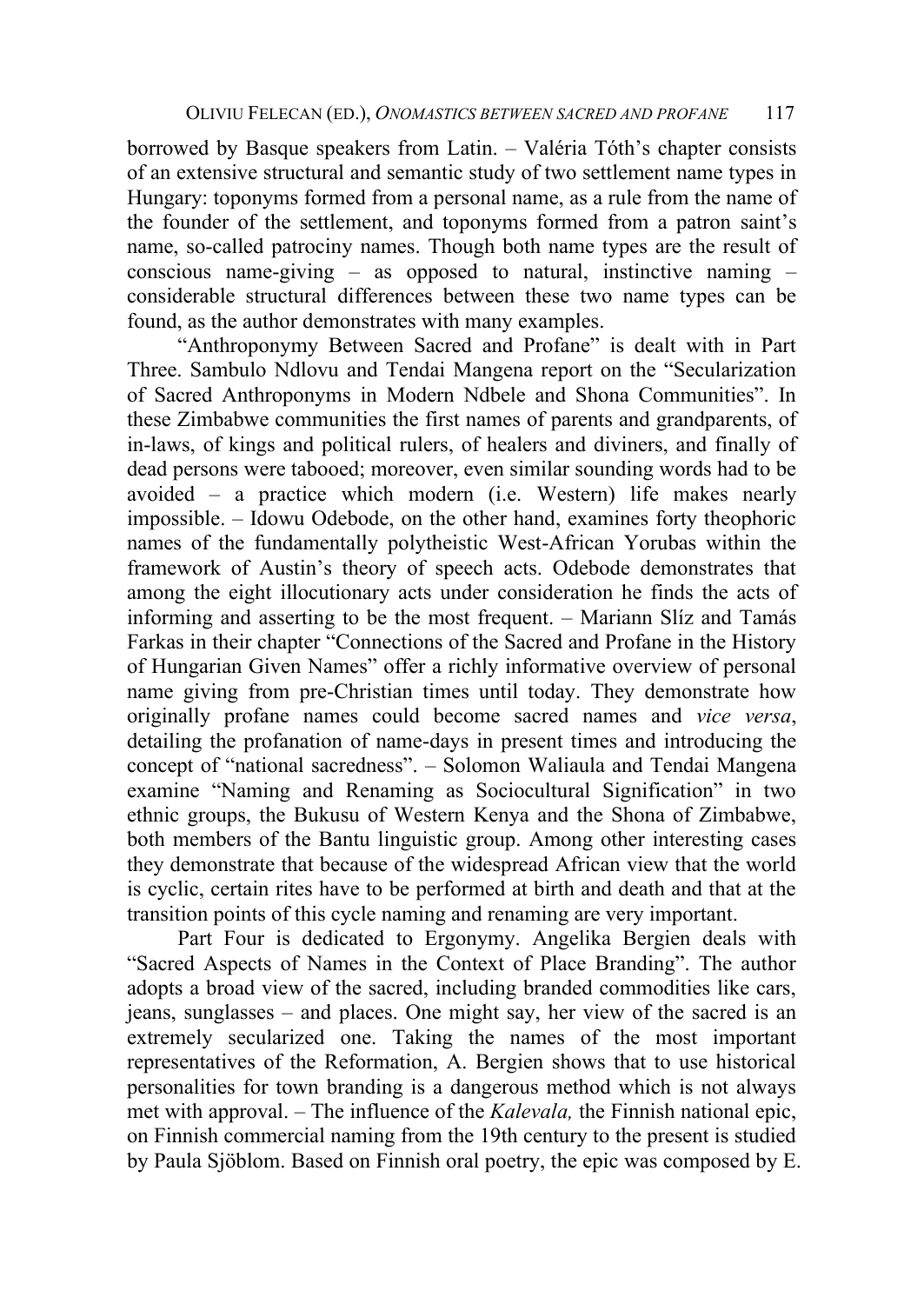borrowed by Basque speakers from Latin. – Valéria Tóth's chapter consists of an extensive structural and semantic study of two settlement name types in Hungary: toponyms formed from a personal name, as a rule from the name of the founder of the settlement, and toponyms formed from a patron saint's name, so-called patrociny names. Though both name types are the result of conscious name-giving – as opposed to natural, instinctive naming – considerable structural differences between these two name types can be found, as the author demonstrates with many examples.

"Anthroponymy Between Sacred and Profane" is dealt with in Part Three. Sambulo Ndlovu and Tendai Mangena report on the "Secularization of Sacred Anthroponyms in Modern Ndbele and Shona Communities". In these Zimbabwe communities the first names of parents and grandparents, of in-laws, of kings and political rulers, of healers and diviners, and finally of dead persons were tabooed; moreover, even similar sounding words had to be avoided – a practice which modern (i.e. Western) life makes nearly impossible. – Idowu Odebode, on the other hand, examines forty theophoric names of the fundamentally polytheistic West-African Yorubas within the framework of Austin's theory of speech acts. Odebode demonstrates that among the eight illocutionary acts under consideration he finds the acts of informing and asserting to be the most frequent. – Mariann Slíz and Tamás Farkas in their chapter "Connections of the Sacred and Profane in the History of Hungarian Given Names" offer a richly informative overview of personal name giving from pre-Christian times until today. They demonstrate how originally profane names could become sacred names and *vice versa*, detailing the profanation of name-days in present times and introducing the concept of "national sacredness". – Solomon Waliaula and Tendai Mangena examine "Naming and Renaming as Sociocultural Signification" in two ethnic groups, the Bukusu of Western Kenya and the Shona of Zimbabwe, both members of the Bantu linguistic group. Among other interesting cases they demonstrate that because of the widespread African view that the world is cyclic, certain rites have to be performed at birth and death and that at the transition points of this cycle naming and renaming are very important.

Part Four is dedicated to Ergonymy. Angelika Bergien deals with "Sacred Aspects of Names in the Context of Place Branding". The author adopts a broad view of the sacred, including branded commodities like cars, jeans, sunglasses – and places. One might say, her view of the sacred is an extremely secularized one. Taking the names of the most important representatives of the Reformation, A. Bergien shows that to use historical personalities for town branding is a dangerous method which is not always met with approval. – The influence of the *Kalevala,* the Finnish national epic, on Finnish commercial naming from the 19th century to the present is studied by Paula Sjöblom. Based on Finnish oral poetry, the epic was composed by E.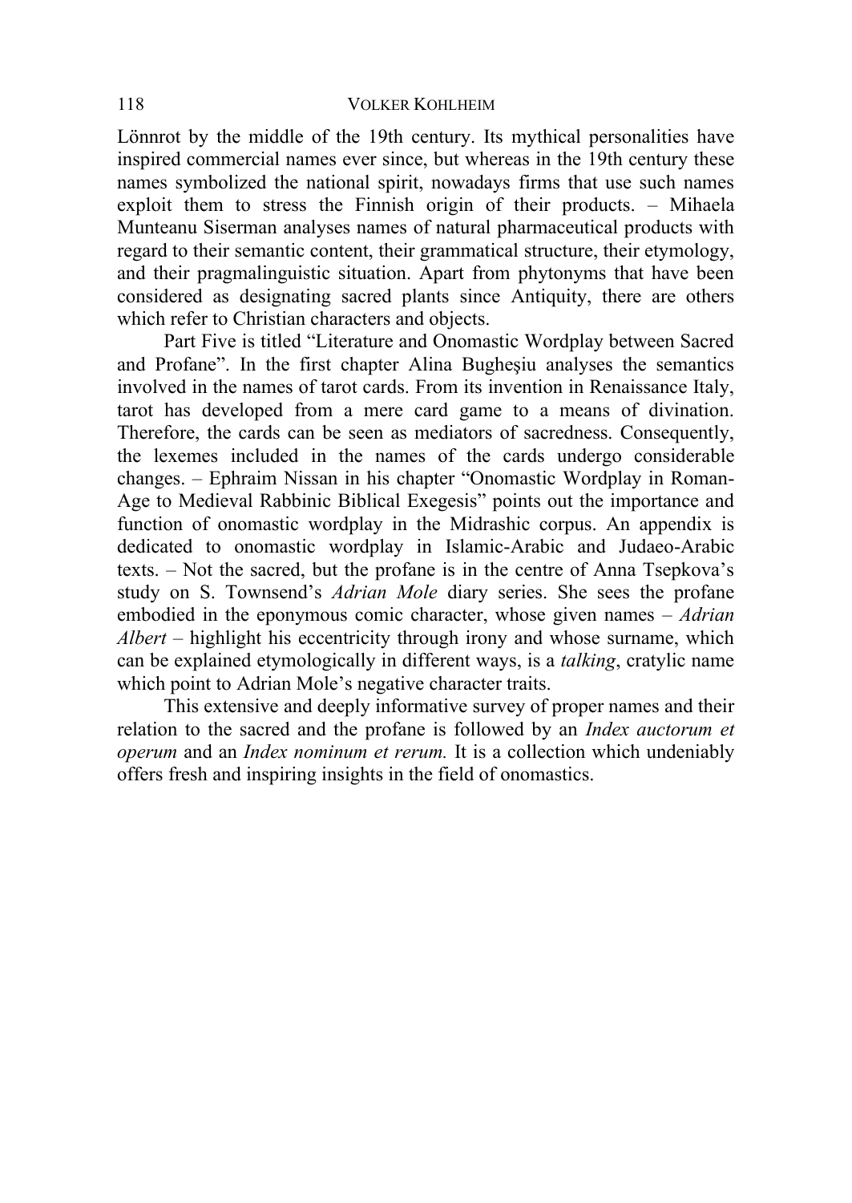Lönnrot by the middle of the 19th century. Its mythical personalities have inspired commercial names ever since, but whereas in the 19th century these names symbolized the national spirit, nowadays firms that use such names exploit them to stress the Finnish origin of their products. – Mihaela Munteanu Siserman analyses names of natural pharmaceutical products with regard to their semantic content, their grammatical structure, their etymology, and their pragmalinguistic situation. Apart from phytonyms that have been considered as designating sacred plants since Antiquity, there are others which refer to Christian characters and objects.

Part Five is titled "Literature and Onomastic Wordplay between Sacred and Profane". In the first chapter Alina Bugheşiu analyses the semantics involved in the names of tarot cards. From its invention in Renaissance Italy, tarot has developed from a mere card game to a means of divination. Therefore, the cards can be seen as mediators of sacredness. Consequently, the lexemes included in the names of the cards undergo considerable changes. – Ephraim Nissan in his chapter "Onomastic Wordplay in Roman-Age to Medieval Rabbinic Biblical Exegesis" points out the importance and function of onomastic wordplay in the Midrashic corpus. An appendix is dedicated to onomastic wordplay in Islamic-Arabic and Judaeo-Arabic texts. – Not the sacred, but the profane is in the centre of Anna Tsepkova's study on S. Townsend's *Adrian Mole* diary series. She sees the profane embodied in the eponymous comic character, whose given names – *Adrian Albert* – highlight his eccentricity through irony and whose surname, which can be explained etymologically in different ways, is a *talking*, cratylic name which point to Adrian Mole's negative character traits.

This extensive and deeply informative survey of proper names and their relation to the sacred and the profane is followed by an *Index auctorum et operum* and an *Index nominum et rerum.* It is a collection which undeniably offers fresh and inspiring insights in the field of onomastics.